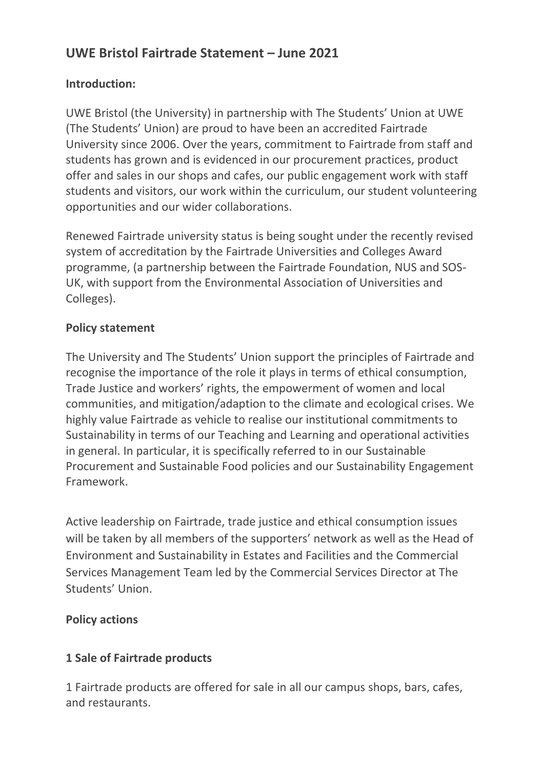# UWE Bristol Fairtrade Statement – June 2021

**Introduction:**

UWE Bristol (the University) in partnership with The Students' Union at UWE (The Students' Union) are proud to have been an accredited Fairtrade University since 2006. Over the years, commitment to Fairtrade from staff and students has grown and is evidenced in our procurement practices, product offer and sales in our shops and cafes, our public engagement work with staff students and visitors, our work within the curriculum, our student volunteering opportunities and our wider collaborations.

Renewed Fairtrade university status is being sought under the recently revised system of accreditation by the Fairtrade Universities and Colleges Award programme, (a partnership between the Fairtrade Foundation, NUS and SOS-UK, with support from the Environmental Association of Universities and Colleges).

**Policy statement**

The University and The Students' Union support the principles of Fairtrade and recognise the importance of the role it plays in terms of ethical consumption, Trade Justice and workers' rights, the empowerment of women and local communities, and mitigation/adaption to the climate and ecological crises. We highly value Fairtrade as vehicle to realise our institutional commitments to Sustainability in terms of our Teaching and Learning and operational activities in general. In particular, it is specifically referred to in our Sustainable Procurement and Sustainable Food policies and our Sustainability Engagement Framework.

Active leadership on Fairtrade, trade justice and ethical consumption issues will be taken by all members of the supporters' network as well as the Head of Environment and Sustainability in Estates and Facilities and the Commercial Services Management Team led by the Commercial Services Director at The Students' Union.

**Policy actions**

**1 Sale of Fairtrade products**

1 Fairtrade products are offered for sale in all our campus shops, bars, cafes, and restaurants.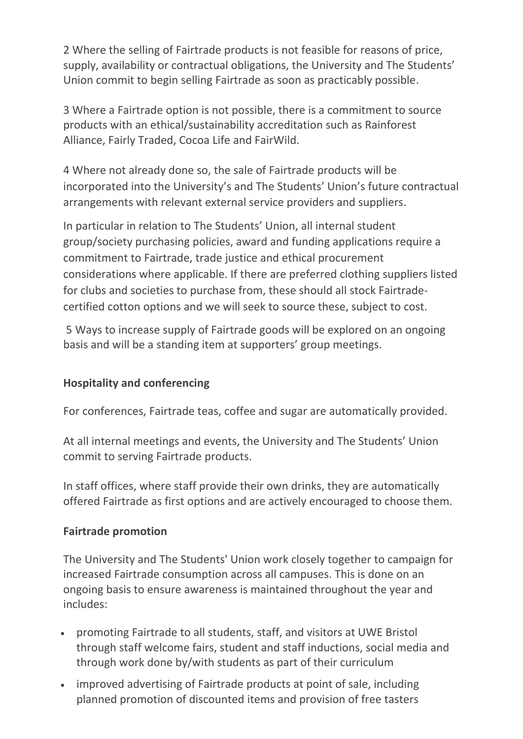2 Where the selling of Fairtrade products is not feasible for reasons of price, supply, availability or contractual obligations, the University and The Students' Union commit to begin selling Fairtrade as soon as practicably possible.

3 Where a Fairtrade option is not possible, there is a commitment to source products with an ethical/sustainability accreditation such as Rainforest Alliance, Fairly Traded, Cocoa Life and FairWild.

4 Where not already done so, the sale of Fairtrade products will be incorporated into the University's and The Students' Union's future contractual arrangements with relevant external service providers and suppliers.

In particular in relation to The Students' Union, all internal student group/society purchasing policies, award and funding applications require a commitment to Fairtrade, trade justice and ethical procurement considerations where applicable. If there are preferred clothing suppliers listed for clubs and societies to purchase from, these should all stock Fairtrade-certified cotton options and we will seek to source these, subject to cost.

5 Ways to increase supply of Fairtrade goods will be explored on an ongoing basis and will be a standing item at supporters' group meetings.

**Hospitality and conferencing**

For conferences, Fairtrade teas, coffee and sugar are automatically provided.

At all internal meetings and events, the University and The Students' Union commit to serving Fairtrade products.

In staff offices, where staff provide their own drinks, they are automatically offered Fairtrade as first options and are actively encouraged to choose them.

**Fairtrade promotion**

The University and The Students' Union work closely together to campaign for increased Fairtrade consumption across all campuses. This is done on an ongoing basis to ensure awareness is maintained throughout the year and includes:

- promoting Fairtrade to all students, staff, and visitors at UWE Bristol through staff welcome fairs, student and staff inductions, social media and through work done by/with students as part of their curriculum
- improved advertising of Fairtrade products at point of sale, including planned promotion of discounted items and provision of free tasters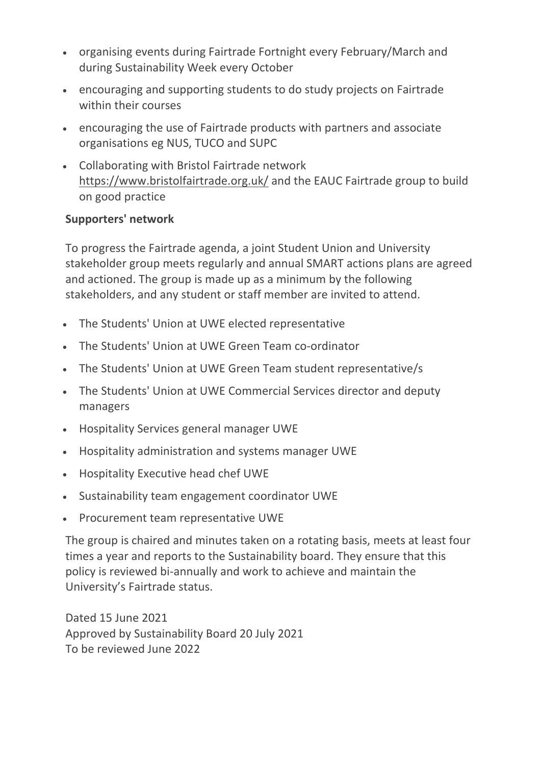- organising events during Fairtrade Fortnight every February/March and during Sustainability Week every October
- encouraging and supporting students to do study projects on Fairtrade within their courses
- encouraging the use of Fairtrade products with partners and associate organisations eg NUS, TUCO and SUPC
- Collaborating with Bristol Fairtrade network https://www.bristolfairtrade.org.uk/ and the EAUC Fairtrade group to build on good practice

**Supporters' network**

To progress the Fairtrade agenda, a joint Student Union and University stakeholder group meets regularly and annual SMART actions plans are agreed and actioned. The group is made up as a minimum by the following stakeholders, and any student or staff member are invited to attend.

- The Students' Union at UWE elected representative
- The Students' Union at UWE Green Team co-ordinator
- The Students' Union at UWE Green Team student representative/s
- The Students' Union at UWE Commercial Services director and deputy managers
- Hospitality Services general manager UWE
- Hospitality administration and systems manager UWE
- Hospitality Executive head chef UWE
- Sustainability team engagement coordinator UWE
- Procurement team representative UWE

The group is chaired and minutes taken on a rotating basis, meets at least four times a year and reports to the Sustainability board. They ensure that this policy is reviewed bi-annually and work to achieve and maintain the University's Fairtrade status.

Dated 15 June 2021
Approved by Sustainability Board 20 July 2021
To be reviewed June 2022